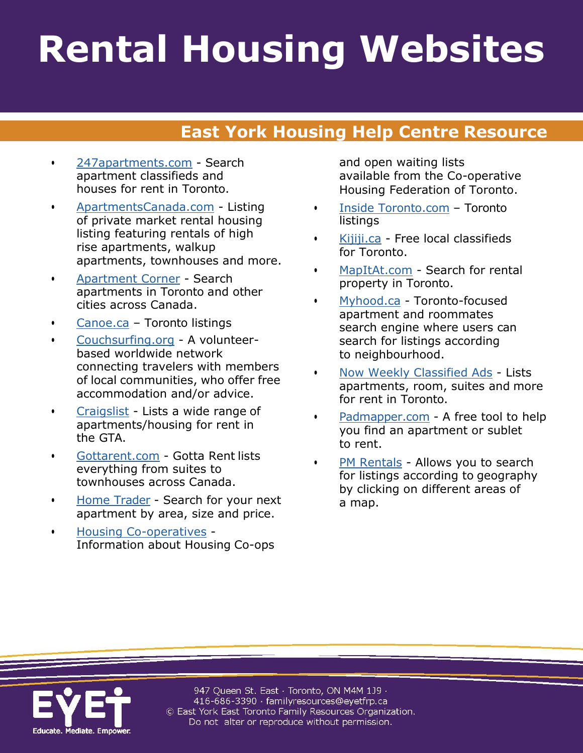# Rental Housing Websites

## East York Housing Help Centre Resource

- 247apartments.com - Search apartment classifieds and houses for rent in Toronto.
- ApartmentsCanada.com - Listing of private market rental housing listing featuring rentals of high rise apartments, walkup apartments, townhouses and more.
- Apartment Corner - Search apartments in Toronto and other cities across Canada.
- Canoe.ca – Toronto listings
- Couchsurfing.org - A volunteer-based worldwide network connecting travelers with members of local communities, who offer free accommodation and/or advice.
- Craigslist - Lists a wide range of apartments/housing for rent in the GTA.
- Gottarent.com - Gotta Rent lists everything from suites to townhouses across Canada.
- Home Trader - Search for your next apartment by area, size and price.
- Housing Co-operatives - Information about Housing Co-ops and open waiting lists available from the Co-operative Housing Federation of Toronto.
- Inside Toronto.com – Toronto listings
- Kijiji.ca - Free local classifieds for Toronto.
- MapItAt.com - Search for rental property in Toronto.
- Myhood.ca - Toronto-focused apartment and roommates search engine where users can search for listings according to neighbourhood.
- Now Weekly Classified Ads - Lists apartments, room, suites and more for rent in Toronto.
- Padmapper.com - A free tool to help you find an apartment or sublet to rent.
- PM Rentals - Allows you to search for listings according to geography by clicking on different areas of a map.

EYET
Educate. Mediate. Empower.

947 Queen St. East · Toronto, ON M4M 1J9 · 416-686-3390 · familyresources@eyetfrp.ca
© East York East Toronto Family Resources Organization. Do not alter or reproduce without permission.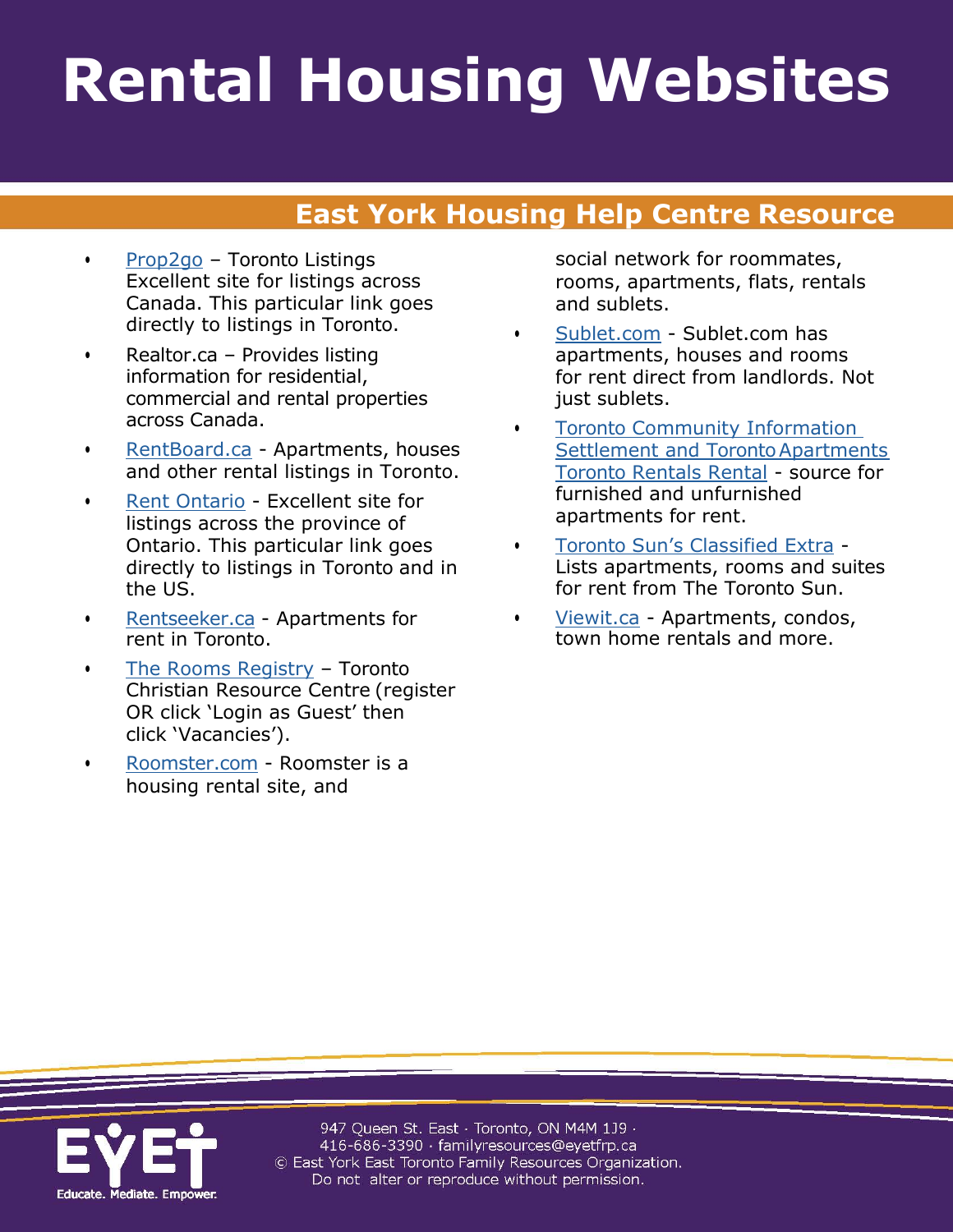# Rental Housing Websites

## East York Housing Help Centre Resource

- Prop2go – Toronto Listings Excellent site for listings across Canada. This particular link goes directly to listings in Toronto.
- Realtor.ca – Provides listing information for residential, commercial and rental properties across Canada.
- RentBoard.ca - Apartments, houses and other rental listings in Toronto.
- Rent Ontario - Excellent site for listings across the province of Ontario. This particular link goes directly to listings in Toronto and in the US.
- Rentseeker.ca - Apartments for rent in Toronto.
- The Rooms Registry – Toronto Christian Resource Centre (register OR click 'Login as Guest' then click 'Vacancies').
- Roomster.com - Roomster is a housing rental site, and social network for roommates, rooms, apartments, flats, rentals and sublets.
- Sublet.com - Sublet.com has apartments, houses and rooms for rent direct from landlords. Not just sublets.
- Toronto Community Information Settlement and Toronto Apartments Toronto Rentals Rental - source for furnished and unfurnished apartments for rent.
- Toronto Sun's Classified Extra - Lists apartments, rooms and suites for rent from The Toronto Sun.
- Viewit.ca - Apartments, condos, town home rentals and more.

947 Queen St. East · Toronto, ON M4M 1J9 · 416-686-3390 · familyresources@eyetfrp.ca
© East York East Toronto Family Resources Organization. Do not alter or reproduce without permission.

EYET Educate. Mediate. Empower.